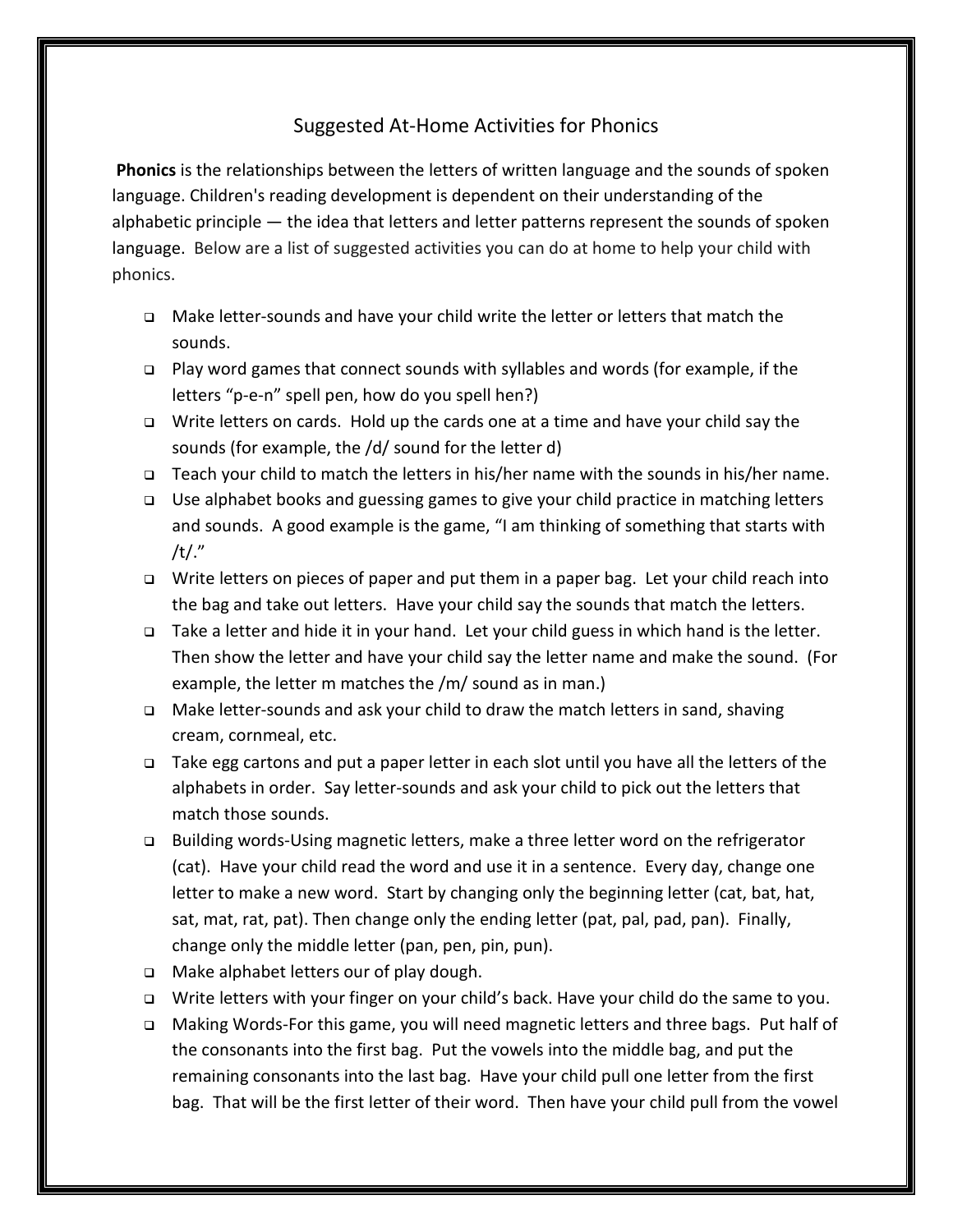# Suggested At-Home Activities for Phonics

**Phonics** is the relationships between the letters of written language and the sounds of spoken language. Children's reading development is dependent on their understanding of the alphabetic principle — the idea that letters and letter patterns represent the sounds of spoken language. Below are a list of suggested activities you can do at home to help your child with phonics.

- Make letter-sounds and have your child write the letter or letters that match the sounds.
- Play word games that connect sounds with syllables and words (for example, if the letters "p-e-n" spell pen, how do you spell hen?)
- Write letters on cards. Hold up the cards one at a time and have your child say the sounds (for example, the /d/ sound for the letter d)
- Teach your child to match the letters in his/her name with the sounds in his/her name.
- Use alphabet books and guessing games to give your child practice in matching letters and sounds. A good example is the game, "I am thinking of something that starts with /t/."
- Write letters on pieces of paper and put them in a paper bag. Let your child reach into the bag and take out letters. Have your child say the sounds that match the letters.
- Take a letter and hide it in your hand. Let your child guess in which hand is the letter. Then show the letter and have your child say the letter name and make the sound. (For example, the letter m matches the /m/ sound as in man.)
- Make letter-sounds and ask your child to draw the match letters in sand, shaving cream, cornmeal, etc.
- Take egg cartons and put a paper letter in each slot until you have all the letters of the alphabets in order. Say letter-sounds and ask your child to pick out the letters that match those sounds.
- Building words-Using magnetic letters, make a three letter word on the refrigerator (cat). Have your child read the word and use it in a sentence. Every day, change one letter to make a new word. Start by changing only the beginning letter (cat, bat, hat, sat, mat, rat, pat). Then change only the ending letter (pat, pal, pad, pan). Finally, change only the middle letter (pan, pen, pin, pun).
- Make alphabet letters our of play dough.
- Write letters with your finger on your child's back. Have your child do the same to you.
- Making Words-For this game, you will need magnetic letters and three bags. Put half of the consonants into the first bag. Put the vowels into the middle bag, and put the remaining consonants into the last bag. Have your child pull one letter from the first bag. That will be the first letter of their word. Then have your child pull from the vowel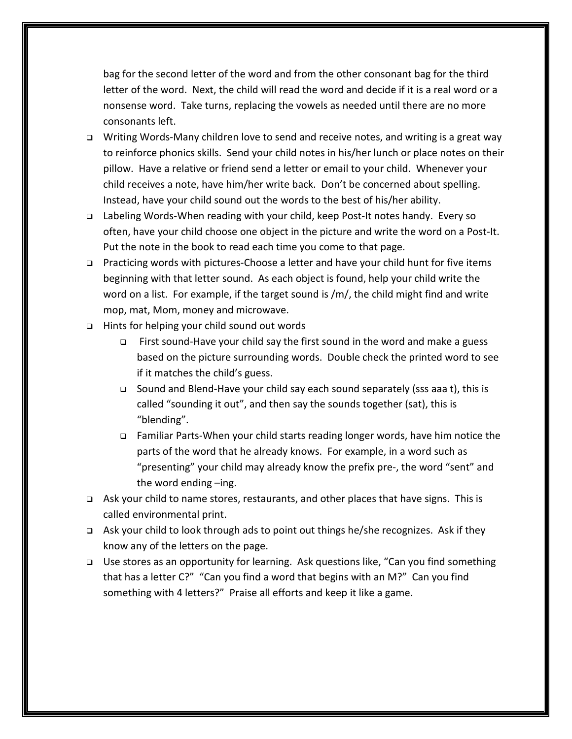bag for the second letter of the word and from the other consonant bag for the third letter of the word. Next, the child will read the word and decide if it is a real word or a nonsense word. Take turns, replacing the vowels as needed until there are no more consonants left.

- Writing Words-Many children love to send and receive notes, and writing is a great way to reinforce phonics skills. Send your child notes in his/her lunch or place notes on their pillow. Have a relative or friend send a letter or email to your child. Whenever your child receives a note, have him/her write back. Don't be concerned about spelling. Instead, have your child sound out the words to the best of his/her ability.
- Labeling Words-When reading with your child, keep Post-It notes handy. Every so often, have your child choose one object in the picture and write the word on a Post-It. Put the note in the book to read each time you come to that page.
- Practicing words with pictures-Choose a letter and have your child hunt for five items beginning with that letter sound. As each object is found, help your child write the word on a list. For example, if the target sound is /m/, the child might find and write mop, mat, Mom, money and microwave.
- Hints for helping your child sound out words
  - First sound-Have your child say the first sound in the word and make a guess based on the picture surrounding words. Double check the printed word to see if it matches the child's guess.
  - Sound and Blend-Have your child say each sound separately (sss aaa t), this is called "sounding it out", and then say the sounds together (sat), this is "blending".
  - Familiar Parts-When your child starts reading longer words, have him notice the parts of the word that he already knows. For example, in a word such as "presenting" your child may already know the prefix pre-, the word "sent" and the word ending –ing.
- Ask your child to name stores, restaurants, and other places that have signs. This is called environmental print.
- Ask your child to look through ads to point out things he/she recognizes. Ask if they know any of the letters on the page.
- Use stores as an opportunity for learning. Ask questions like, "Can you find something that has a letter C?" "Can you find a word that begins with an M?" Can you find something with 4 letters?" Praise all efforts and keep it like a game.